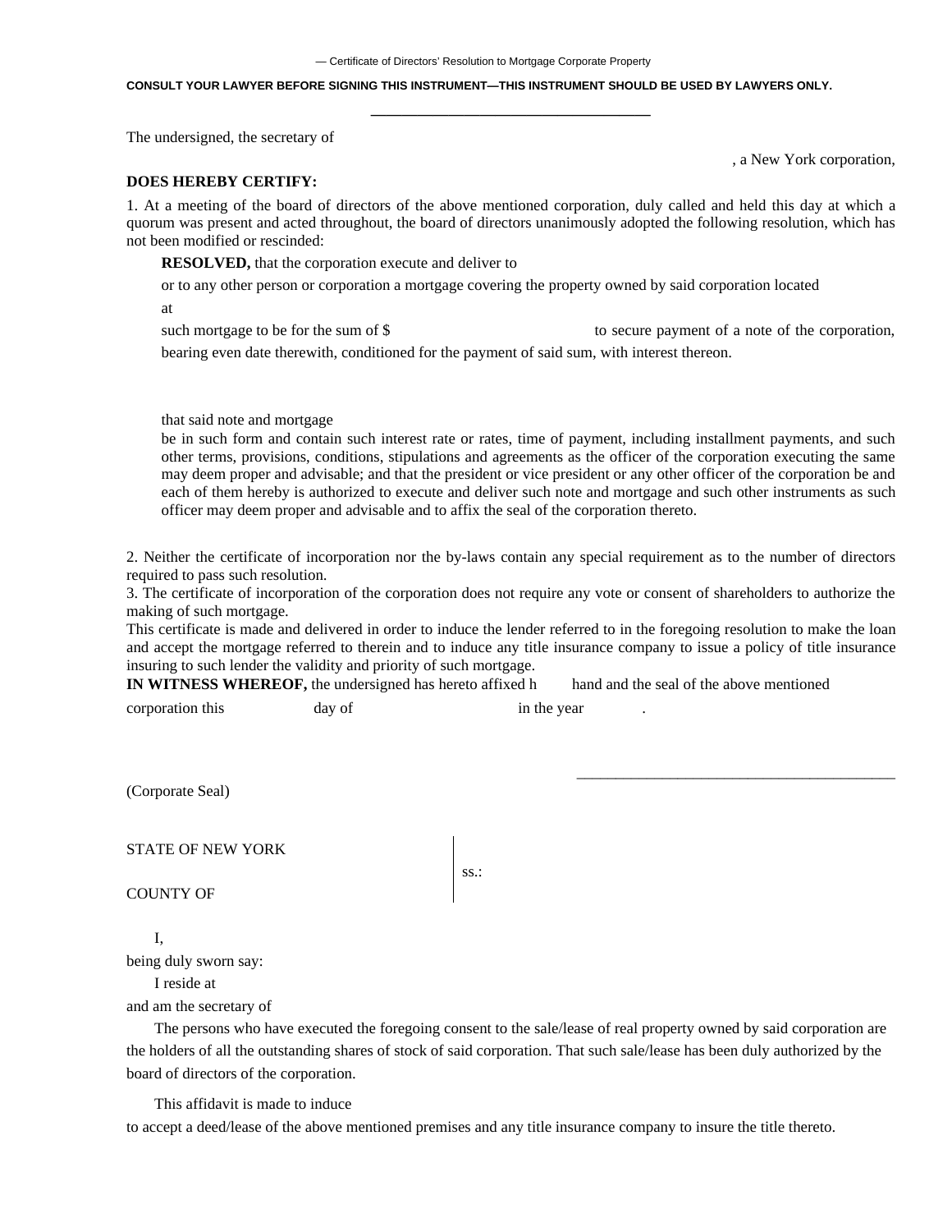— Certificate of Directors' Resolution to Mortgage Corporate Property

**CONSULT YOUR LAWYER BEFORE SIGNING THIS INSTRUMENT—THIS INSTRUMENT SHOULD BE USED BY LAWYERS ONLY.**

The undersigned, the secretary of

, a New York corporation,

**DOES HEREBY CERTIFY:**

1. At a meeting of the board of directors of the above mentioned corporation, duly called and held this day at which a quorum was present and acted throughout, the board of directors unanimously adopted the following resolution, which has not been modified or rescinded:

**RESOLVED,** that the corporation execute and deliver to

or to any other person or corporation a mortgage covering the property owned by said corporation located

at

such mortgage to be for the sum of $ to secure payment of a note of the corporation, bearing even date therewith, conditioned for the payment of said sum, with interest thereon.

that said note and mortgage be in such form and contain such interest rate or rates, time of payment, including installment payments, and such other terms, provisions, conditions, stipulations and agreements as the officer of the corporation executing the same may deem proper and advisable; and that the president or vice president or any other officer of the corporation be and each of them hereby is authorized to execute and deliver such note and mortgage and such other instruments as such officer may deem proper and advisable and to affix the seal of the corporation thereto.

2. Neither the certificate of incorporation nor the by-laws contain any special requirement as to the number of directors required to pass such resolution.

3. The certificate of incorporation of the corporation does not require any vote or consent of shareholders to authorize the making of such mortgage.

This certificate is made and delivered in order to induce the lender referred to in the foregoing resolution to make the loan and accept the mortgage referred to therein and to induce any title insurance company to issue a policy of title insurance insuring to such lender the validity and priority of such mortgage.

**IN WITNESS WHEREOF,** the undersigned has hereto affixed h hand and the seal of the above mentioned corporation this day of in the year .

\_\_\_\_\_\_\_\_\_\_\_\_\_\_\_\_\_\_\_\_\_\_\_\_\_\_\_\_\_\_\_\_\_\_\_\_\_\_\_\_

(Corporate Seal)

STATE OF NEW YORK
COUNTY OF
ss.:

I,

being duly sworn say:

I reside at

and am the secretary of

The persons who have executed the foregoing consent to the sale/lease of real property owned by said corporation are the holders of all the outstanding shares of stock of said corporation. That such sale/lease has been duly authorized by the board of directors of the corporation.

This affidavit is made to induce

to accept a deed/lease of the above mentioned premises and any title insurance company to insure the title thereto.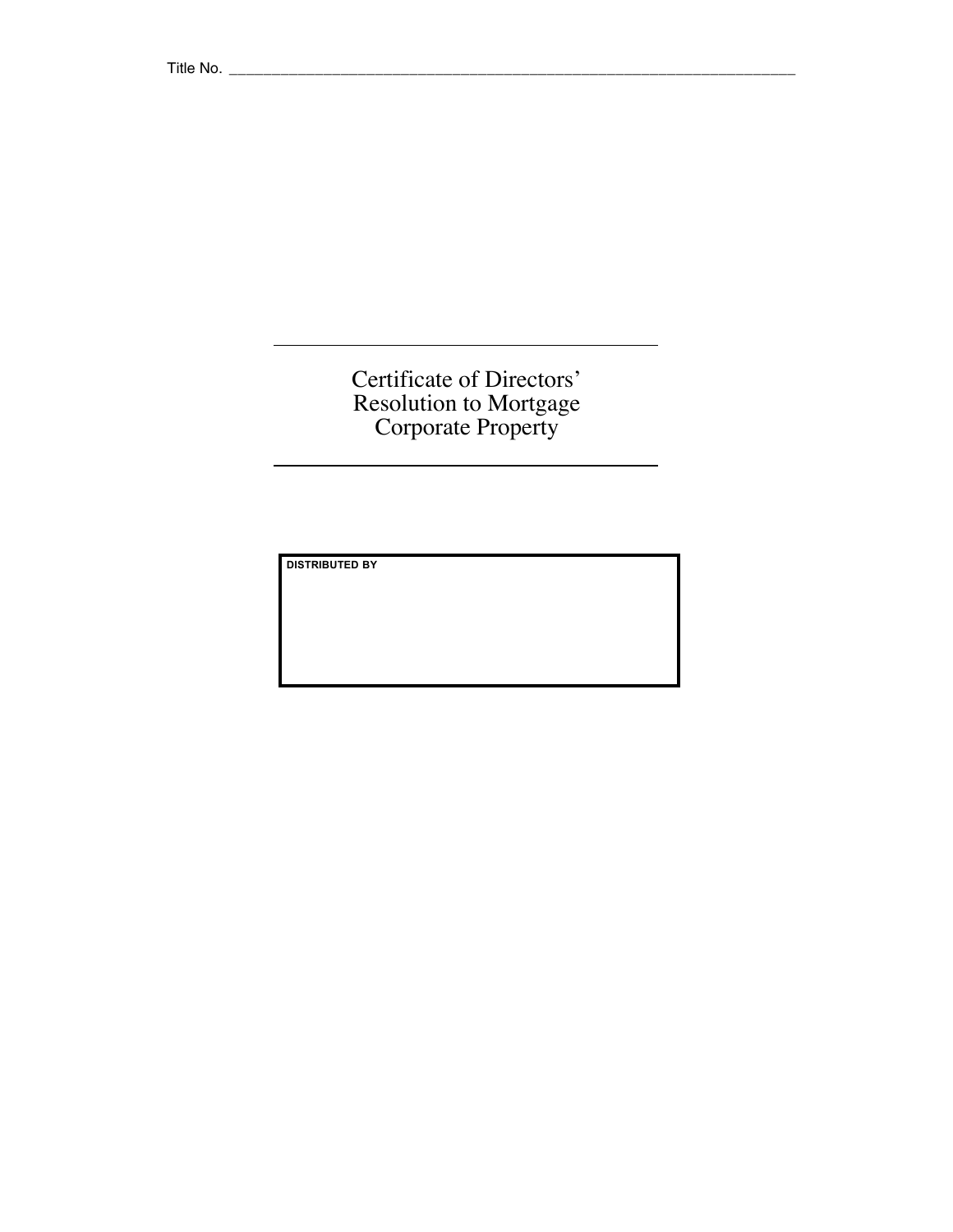Title No. ____________________________________________________________________

---

# Certificate of Directors' Resolution to Mortgage Corporate Property

---

| DISTRIBUTED BY |
| --- |
| |